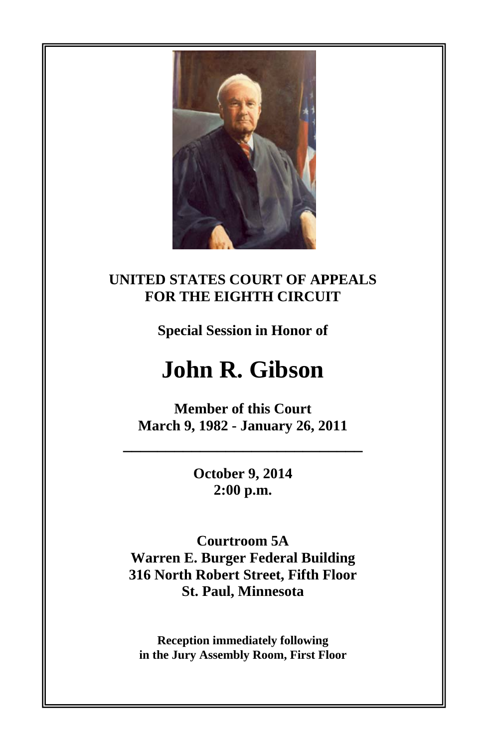**UNITED STATES COURT OF APPEALS**
**FOR THE EIGHTH CIRCUIT**

**Special Session in Honor of**

# John R. Gibson

**Member of this Court**
**March 9, 1982 - January 26, 2011**

---

**October 9, 2014**
**2:00 p.m.**

**Courtroom 5A**
**Warren E. Burger Federal Building**
**316 North Robert Street, Fifth Floor**
**St. Paul, Minnesota**

**Reception immediately following**
**in the Jury Assembly Room, First Floor**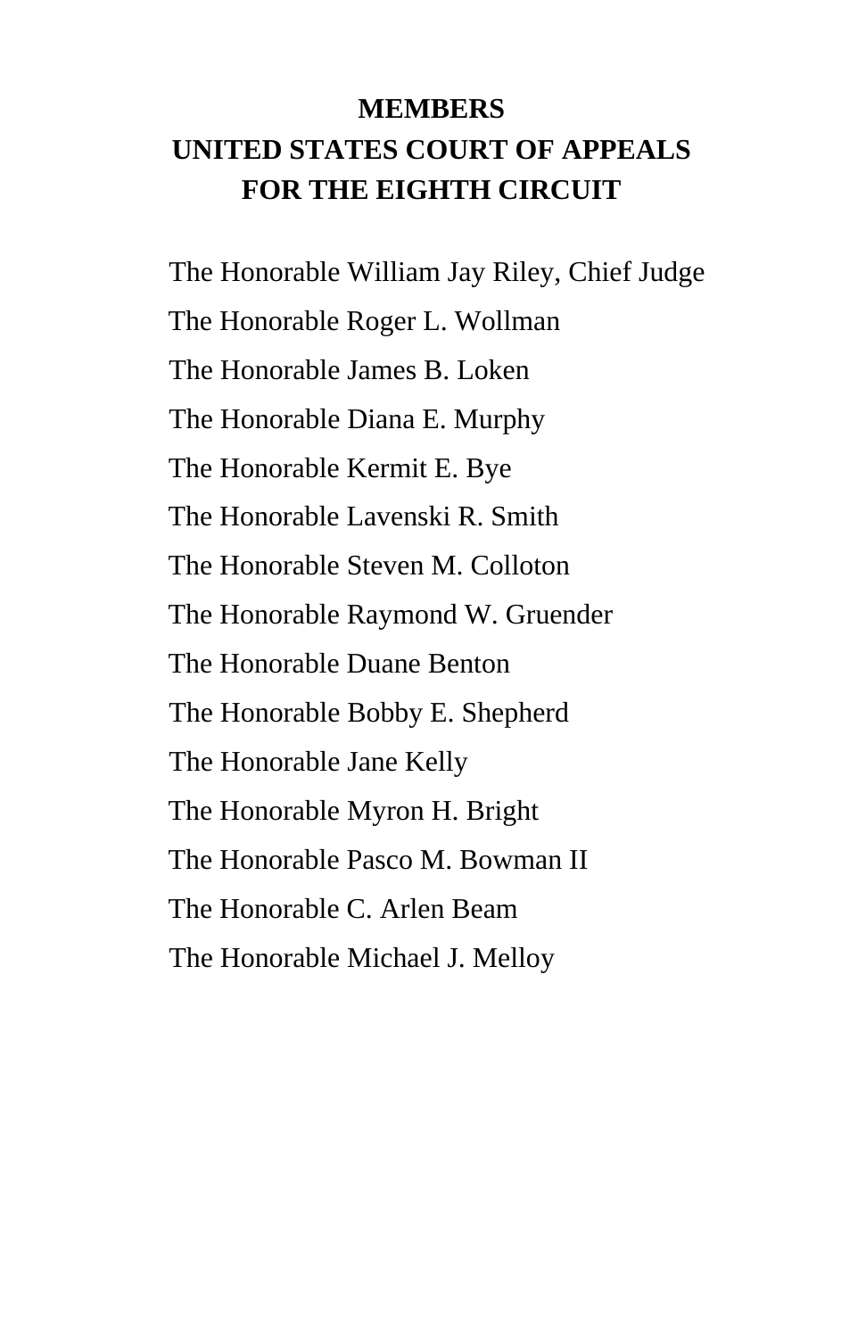# MEMBERS
# UNITED STATES COURT OF APPEALS
# FOR THE EIGHTH CIRCUIT

The Honorable William Jay Riley, Chief Judge

The Honorable Roger L. Wollman

The Honorable James B. Loken

The Honorable Diana E. Murphy

The Honorable Kermit E. Bye

The Honorable Lavenski R. Smith

The Honorable Steven M. Colloton

The Honorable Raymond W. Gruender

The Honorable Duane Benton

The Honorable Bobby E. Shepherd

The Honorable Jane Kelly

The Honorable Myron H. Bright

The Honorable Pasco M. Bowman II

The Honorable C. Arlen Beam

The Honorable Michael J. Melloy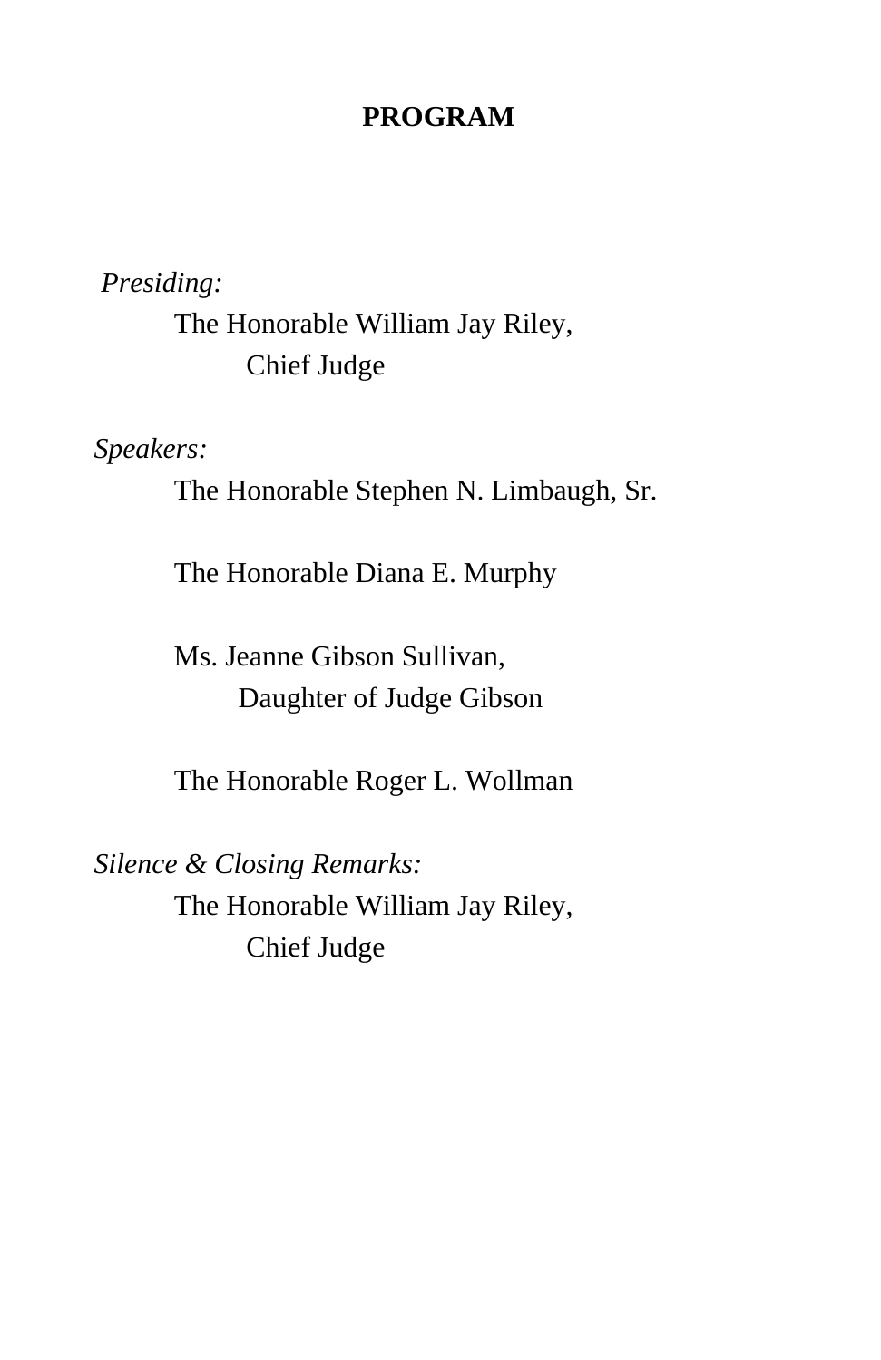# PROGRAM

*Presiding:*

The Honorable William Jay Riley,
Chief Judge

*Speakers:*

The Honorable Stephen N. Limbaugh, Sr.

The Honorable Diana E. Murphy

Ms. Jeanne Gibson Sullivan,
Daughter of Judge Gibson

The Honorable Roger L. Wollman

*Silence & Closing Remarks:*

The Honorable William Jay Riley,
Chief Judge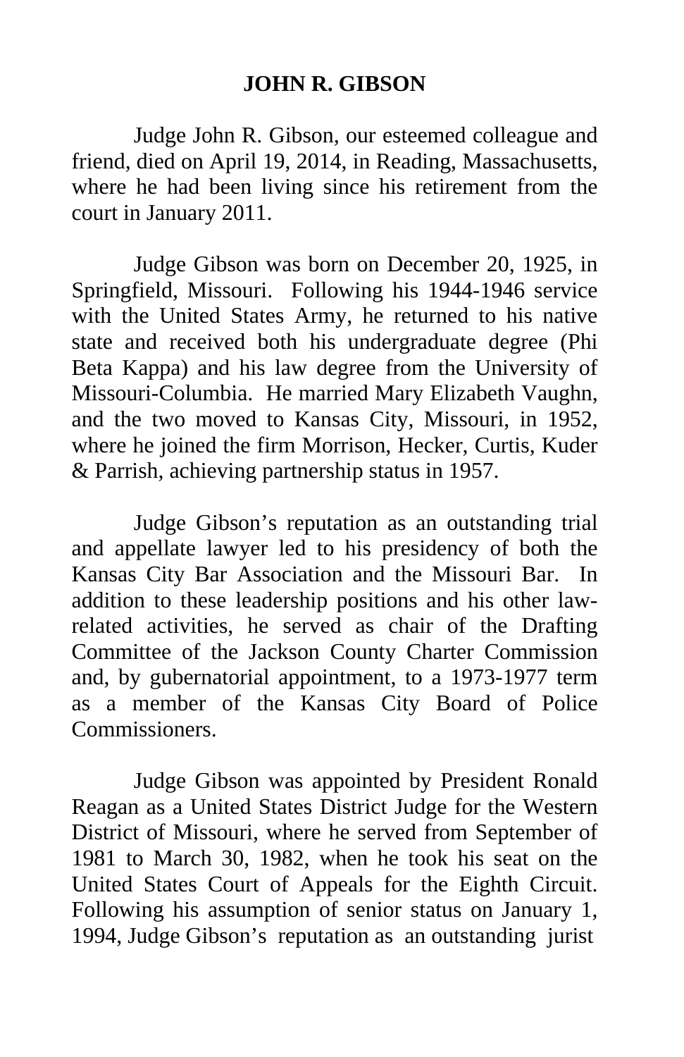# JOHN R. GIBSON

Judge John R. Gibson, our esteemed colleague and friend, died on April 19, 2014, in Reading, Massachusetts, where he had been living since his retirement from the court in January 2011.

Judge Gibson was born on December 20, 1925, in Springfield, Missouri. Following his 1944-1946 service with the United States Army, he returned to his native state and received both his undergraduate degree (Phi Beta Kappa) and his law degree from the University of Missouri-Columbia. He married Mary Elizabeth Vaughn, and the two moved to Kansas City, Missouri, in 1952, where he joined the firm Morrison, Hecker, Curtis, Kuder & Parrish, achieving partnership status in 1957.

Judge Gibson's reputation as an outstanding trial and appellate lawyer led to his presidency of both the Kansas City Bar Association and the Missouri Bar. In addition to these leadership positions and his other law-related activities, he served as chair of the Drafting Committee of the Jackson County Charter Commission and, by gubernatorial appointment, to a 1973-1977 term as a member of the Kansas City Board of Police Commissioners.

Judge Gibson was appointed by President Ronald Reagan as a United States District Judge for the Western District of Missouri, where he served from September of 1981 to March 30, 1982, when he took his seat on the United States Court of Appeals for the Eighth Circuit. Following his assumption of senior status on January 1, 1994, Judge Gibson's reputation as an outstanding jurist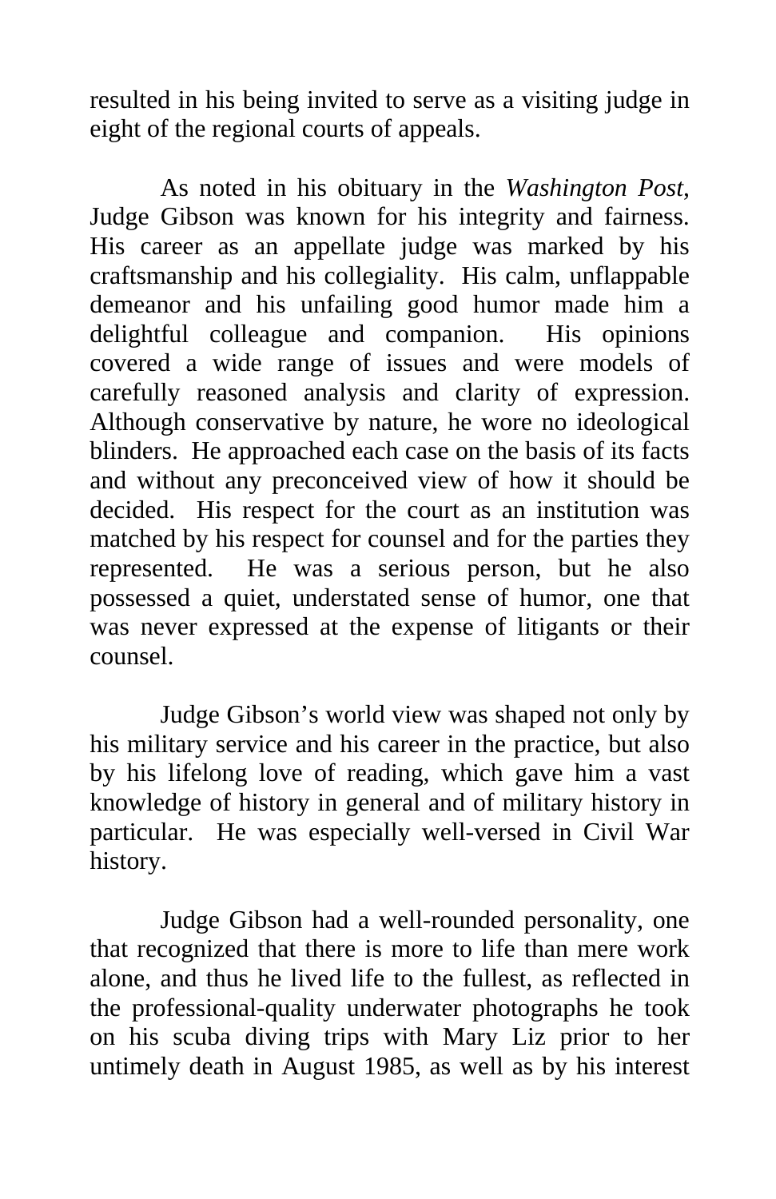resulted in his being invited to serve as a visiting judge in eight of the regional courts of appeals.

As noted in his obituary in the *Washington Post*, Judge Gibson was known for his integrity and fairness. His career as an appellate judge was marked by his craftsmanship and his collegiality. His calm, unflappable demeanor and his unfailing good humor made him a delightful colleague and companion. His opinions covered a wide range of issues and were models of carefully reasoned analysis and clarity of expression. Although conservative by nature, he wore no ideological blinders. He approached each case on the basis of its facts and without any preconceived view of how it should be decided. His respect for the court as an institution was matched by his respect for counsel and for the parties they represented. He was a serious person, but he also possessed a quiet, understated sense of humor, one that was never expressed at the expense of litigants or their counsel.

Judge Gibson's world view was shaped not only by his military service and his career in the practice, but also by his lifelong love of reading, which gave him a vast knowledge of history in general and of military history in particular. He was especially well-versed in Civil War history.

Judge Gibson had a well-rounded personality, one that recognized that there is more to life than mere work alone, and thus he lived life to the fullest, as reflected in the professional-quality underwater photographs he took on his scuba diving trips with Mary Liz prior to her untimely death in August 1985, as well as by his interest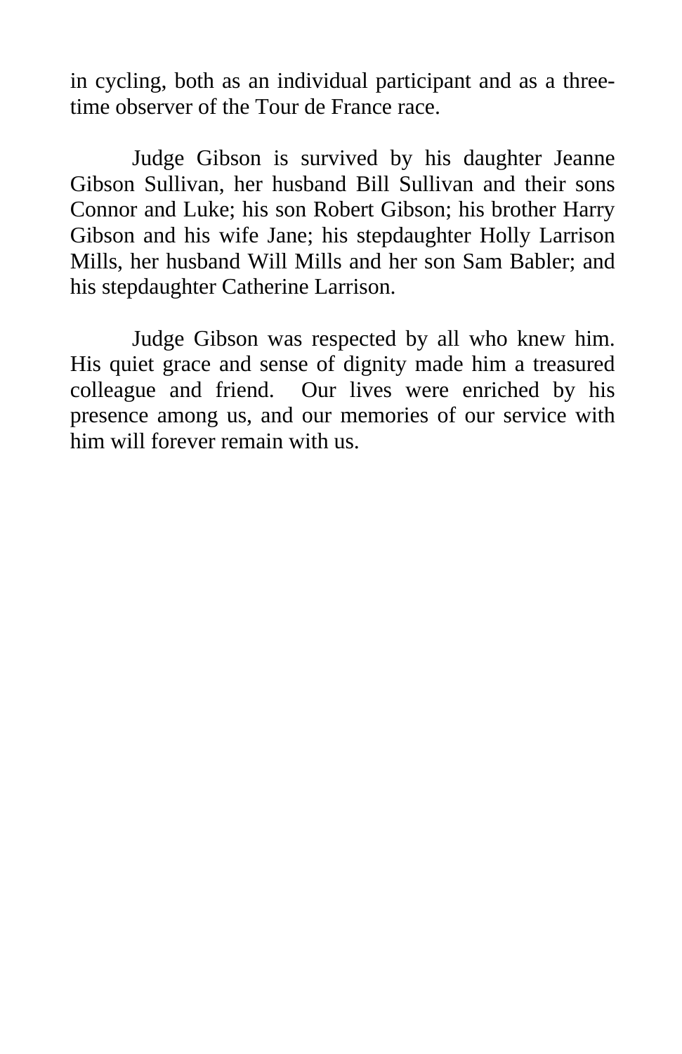in cycling, both as an individual participant and as a three-time observer of the Tour de France race.

Judge Gibson is survived by his daughter Jeanne Gibson Sullivan, her husband Bill Sullivan and their sons Connor and Luke; his son Robert Gibson; his brother Harry Gibson and his wife Jane; his stepdaughter Holly Larrison Mills, her husband Will Mills and her son Sam Babler; and his stepdaughter Catherine Larrison.

Judge Gibson was respected by all who knew him. His quiet grace and sense of dignity made him a treasured colleague and friend. Our lives were enriched by his presence among us, and our memories of our service with him will forever remain with us.